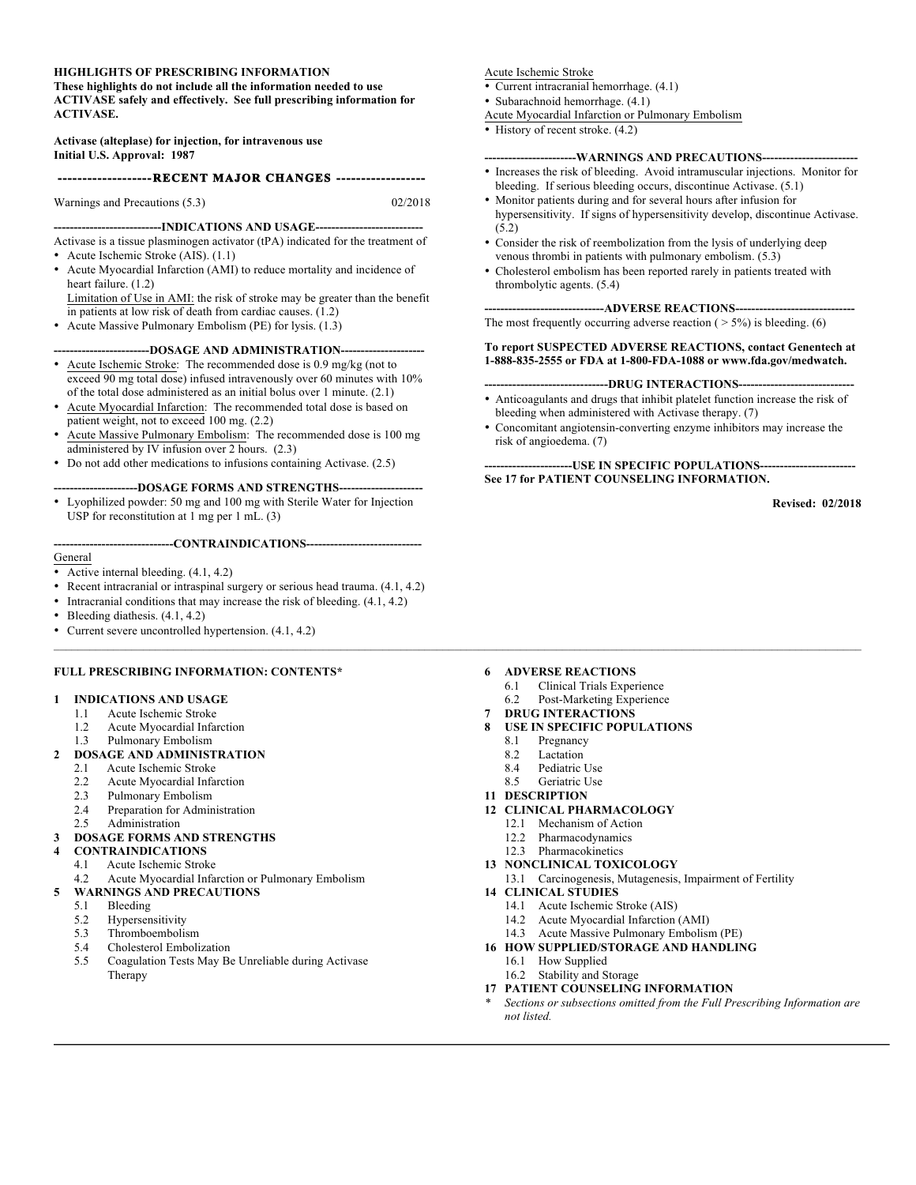**HIGHLIGHTS OF PRESCRIBING INFORMATION**

**These highlights do not include all the information needed to use ACTIVASE safely and effectively. See full prescribing information for ACTIVASE.**

**Activase (alteplase) for injection, for intravenous use**
**Initial U.S. Approval: 1987**

## RECENT MAJOR CHANGES

Warnings and Precautions (5.3) 02/2018

## INDICATIONS AND USAGE

Activase is a tissue plasminogen activator (tPA) indicated for the treatment of

- Acute Ischemic Stroke (AIS). (1.1)
- Acute Myocardial Infarction (AMI) to reduce mortality and incidence of heart failure. (1.2)
  Limitation of Use in AMI: the risk of stroke may be greater than the benefit in patients at low risk of death from cardiac causes. (1.2)
- Acute Massive Pulmonary Embolism (PE) for lysis. (1.3)

## DOSAGE AND ADMINISTRATION

- Acute Ischemic Stroke: The recommended dose is 0.9 mg/kg (not to exceed 90 mg total dose) infused intravenously over 60 minutes with 10% of the total dose administered as an initial bolus over 1 minute. (2.1)
- Acute Myocardial Infarction: The recommended total dose is based on patient weight, not to exceed 100 mg. (2.2)
- Acute Massive Pulmonary Embolism: The recommended dose is 100 mg administered by IV infusion over 2 hours. (2.3)
- Do not add other medications to infusions containing Activase. (2.5)

## DOSAGE FORMS AND STRENGTHS

- Lyophilized powder: 50 mg and 100 mg with Sterile Water for Injection USP for reconstitution at 1 mg per 1 mL. (3)

## CONTRAINDICATIONS

General

- Active internal bleeding. (4.1, 4.2)
- Recent intracranial or intraspinal surgery or serious head trauma. (4.1, 4.2)
- Intracranial conditions that may increase the risk of bleeding. (4.1, 4.2)
- Bleeding diathesis. (4.1, 4.2)
- Current severe uncontrolled hypertension. (4.1, 4.2)

Acute Ischemic Stroke

- Current intracranial hemorrhage. (4.1)
- Subarachnoid hemorrhage. (4.1)

Acute Myocardial Infarction or Pulmonary Embolism

- History of recent stroke. (4.2)

## WARNINGS AND PRECAUTIONS

- Increases the risk of bleeding. Avoid intramuscular injections. Monitor for bleeding. If serious bleeding occurs, discontinue Activase. (5.1)
- Monitor patients during and for several hours after infusion for hypersensitivity. If signs of hypersensitivity develop, discontinue Activase. (5.2)
- Consider the risk of reembolization from the lysis of underlying deep venous thrombi in patients with pulmonary embolism. (5.3)
- Cholesterol embolism has been reported rarely in patients treated with thrombolytic agents. (5.4)

## ADVERSE REACTIONS

The most frequently occurring adverse reaction ( > 5%) is bleeding. (6)

**To report SUSPECTED ADVERSE REACTIONS, contact Genentech at 1-888-835-2555 or FDA at 1-800-FDA-1088 or www.fda.gov/medwatch.**

## DRUG INTERACTIONS

- Anticoagulants and drugs that inhibit platelet function increase the risk of bleeding when administered with Activase therapy. (7)
- Concomitant angiotensin-converting enzyme inhibitors may increase the risk of angioedema. (7)

## USE IN SPECIFIC POPULATIONS

**See 17 for PATIENT COUNSELING INFORMATION.**

**Revised: 02/2018**

---

## FULL PRESCRIBING INFORMATION: CONTENTS*

**1 INDICATIONS AND USAGE**
- 1.1 Acute Ischemic Stroke
- 1.2 Acute Myocardial Infarction
- 1.3 Pulmonary Embolism

**2 DOSAGE AND ADMINISTRATION**
- 2.1 Acute Ischemic Stroke
- 2.2 Acute Myocardial Infarction
- 2.3 Pulmonary Embolism
- 2.4 Preparation for Administration
- 2.5 Administration

**3 DOSAGE FORMS AND STRENGTHS**

**4 CONTRAINDICATIONS**
- 4.1 Acute Ischemic Stroke
- 4.2 Acute Myocardial Infarction or Pulmonary Embolism

**5 WARNINGS AND PRECAUTIONS**
- 5.1 Bleeding
- 5.2 Hypersensitivity
- 5.3 Thromboembolism
- 5.4 Cholesterol Embolization
- 5.5 Coagulation Tests May Be Unreliable during Activase Therapy

**6 ADVERSE REACTIONS**
- 6.1 Clinical Trials Experience
- 6.2 Post-Marketing Experience

**7 DRUG INTERACTIONS**

**8 USE IN SPECIFIC POPULATIONS**
- 8.1 Pregnancy
- 8.2 Lactation
- 8.4 Pediatric Use
- 8.5 Geriatric Use

**11 DESCRIPTION**

**12 CLINICAL PHARMACOLOGY**
- 12.1 Mechanism of Action
- 12.2 Pharmacodynamics
- 12.3 Pharmacokinetics

**13 NONCLINICAL TOXICOLOGY**
- 13.1 Carcinogenesis, Mutagenesis, Impairment of Fertility

**14 CLINICAL STUDIES**
- 14.1 Acute Ischemic Stroke (AIS)
- 14.2 Acute Myocardial Infarction (AMI)
- 14.3 Acute Massive Pulmonary Embolism (PE)

**16 HOW SUPPLIED/STORAGE AND HANDLING**
- 16.1 How Supplied
- 16.2 Stability and Storage

**17 PATIENT COUNSELING INFORMATION**

\* *Sections or subsections omitted from the Full Prescribing Information are not listed.*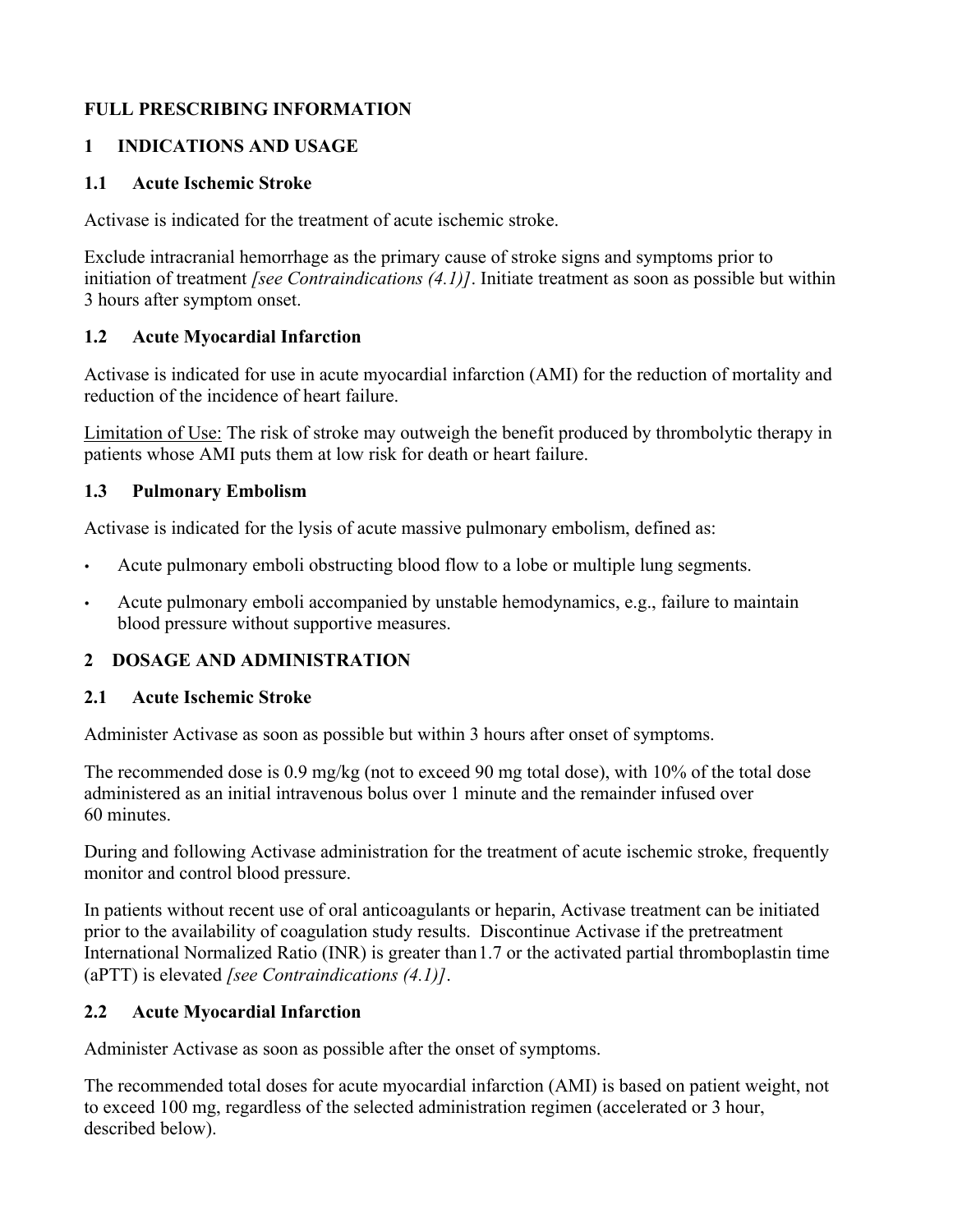# FULL PRESCRIBING INFORMATION

## 1 INDICATIONS AND USAGE

### 1.1 Acute Ischemic Stroke

Activase is indicated for the treatment of acute ischemic stroke.

Exclude intracranial hemorrhage as the primary cause of stroke signs and symptoms prior to initiation of treatment *[see Contraindications (4.1)]*. Initiate treatment as soon as possible but within 3 hours after symptom onset.

### 1.2 Acute Myocardial Infarction

Activase is indicated for use in acute myocardial infarction (AMI) for the reduction of mortality and reduction of the incidence of heart failure.

<u>Limitation of Use:</u> The risk of stroke may outweigh the benefit produced by thrombolytic therapy in patients whose AMI puts them at low risk for death or heart failure.

### 1.3 Pulmonary Embolism

Activase is indicated for the lysis of acute massive pulmonary embolism, defined as:

- Acute pulmonary emboli obstructing blood flow to a lobe or multiple lung segments.
- Acute pulmonary emboli accompanied by unstable hemodynamics, e.g., failure to maintain blood pressure without supportive measures.

## 2 DOSAGE AND ADMINISTRATION

### 2.1 Acute Ischemic Stroke

Administer Activase as soon as possible but within 3 hours after onset of symptoms.

The recommended dose is 0.9 mg/kg (not to exceed 90 mg total dose), with 10% of the total dose administered as an initial intravenous bolus over 1 minute and the remainder infused over 60 minutes.

During and following Activase administration for the treatment of acute ischemic stroke, frequently monitor and control blood pressure.

In patients without recent use of oral anticoagulants or heparin, Activase treatment can be initiated prior to the availability of coagulation study results. Discontinue Activase if the pretreatment International Normalized Ratio (INR) is greater than 1.7 or the activated partial thromboplastin time (aPTT) is elevated *[see Contraindications (4.1)]*.

### 2.2 Acute Myocardial Infarction

Administer Activase as soon as possible after the onset of symptoms.

The recommended total doses for acute myocardial infarction (AMI) is based on patient weight, not to exceed 100 mg, regardless of the selected administration regimen (accelerated or 3 hour, described below).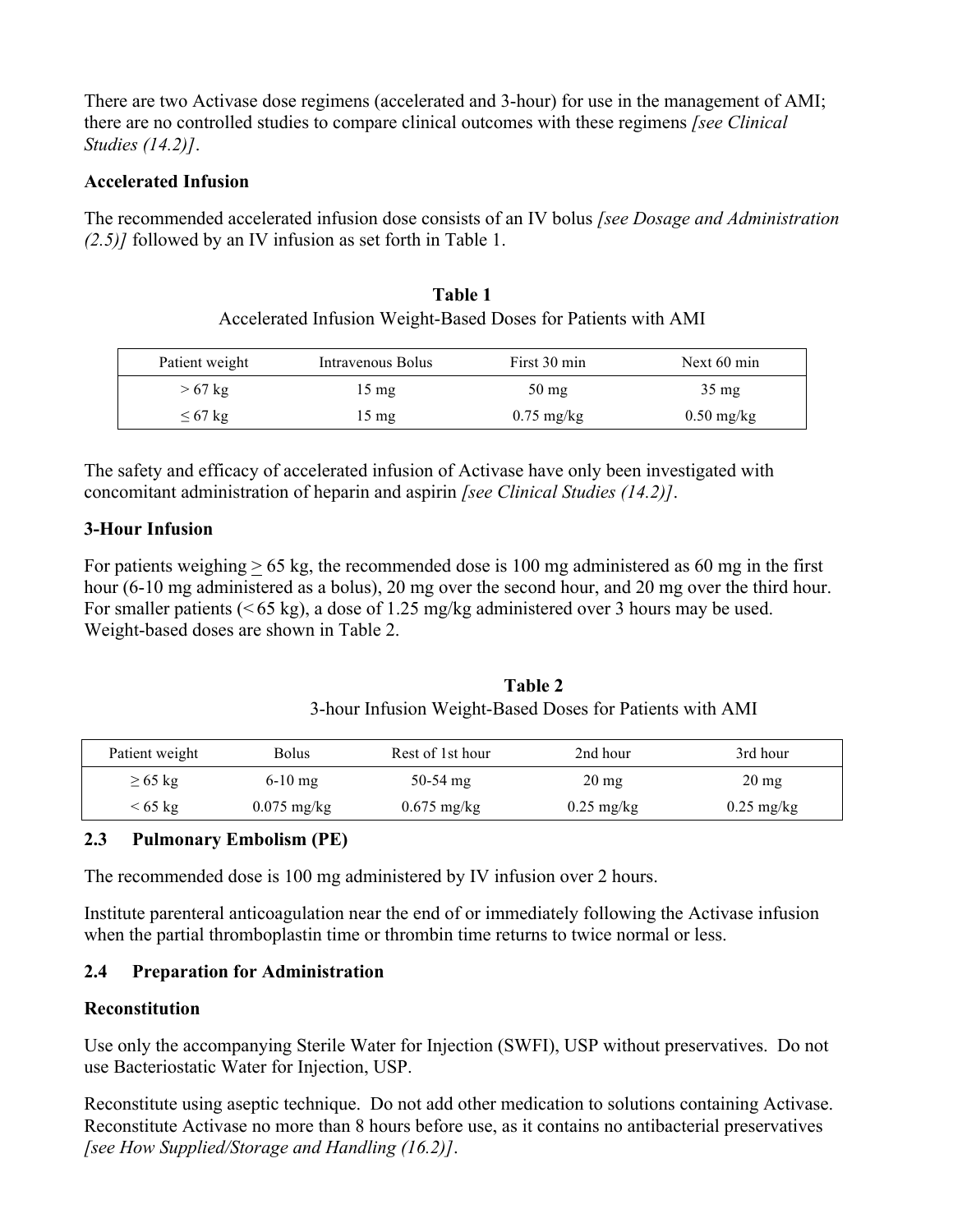There are two Activase dose regimens (accelerated and 3-hour) for use in the management of AMI; there are no controlled studies to compare clinical outcomes with these regimens *[see Clinical Studies (14.2)]*.

**Accelerated Infusion**

The recommended accelerated infusion dose consists of an IV bolus *[see Dosage and Administration (2.5)]* followed by an IV infusion as set forth in Table 1.

**Table 1**

Accelerated Infusion Weight-Based Doses for Patients with AMI

| Patient weight | Intravenous Bolus | First 30 min | Next 60 min |
|---|---|---|---|
| > 67 kg | 15 mg | 50 mg | 35 mg |
| ≤ 67 kg | 15 mg | 0.75 mg/kg | 0.50 mg/kg |

The safety and efficacy of accelerated infusion of Activase have only been investigated with concomitant administration of heparin and aspirin *[see Clinical Studies (14.2)]*.

**3-Hour Infusion**

For patients weighing ≥ 65 kg, the recommended dose is 100 mg administered as 60 mg in the first hour (6-10 mg administered as a bolus), 20 mg over the second hour, and 20 mg over the third hour. For smaller patients (< 65 kg), a dose of 1.25 mg/kg administered over 3 hours may be used. Weight-based doses are shown in Table 2.

**Table 2**

3-hour Infusion Weight-Based Doses for Patients with AMI

| Patient weight | Bolus | Rest of 1st hour | 2nd hour | 3rd hour |
|---|---|---|---|---|
| ≥ 65 kg | 6-10 mg | 50-54 mg | 20 mg | 20 mg |
| < 65 kg | 0.075 mg/kg | 0.675 mg/kg | 0.25 mg/kg | 0.25 mg/kg |

## 2.3 Pulmonary Embolism (PE)

The recommended dose is 100 mg administered by IV infusion over 2 hours.

Institute parenteral anticoagulation near the end of or immediately following the Activase infusion when the partial thromboplastin time or thrombin time returns to twice normal or less.

## 2.4 Preparation for Administration

**Reconstitution**

Use only the accompanying Sterile Water for Injection (SWFI), USP without preservatives. Do not use Bacteriostatic Water for Injection, USP.

Reconstitute using aseptic technique. Do not add other medication to solutions containing Activase. Reconstitute Activase no more than 8 hours before use, as it contains no antibacterial preservatives *[see How Supplied/Storage and Handling (16.2)]*.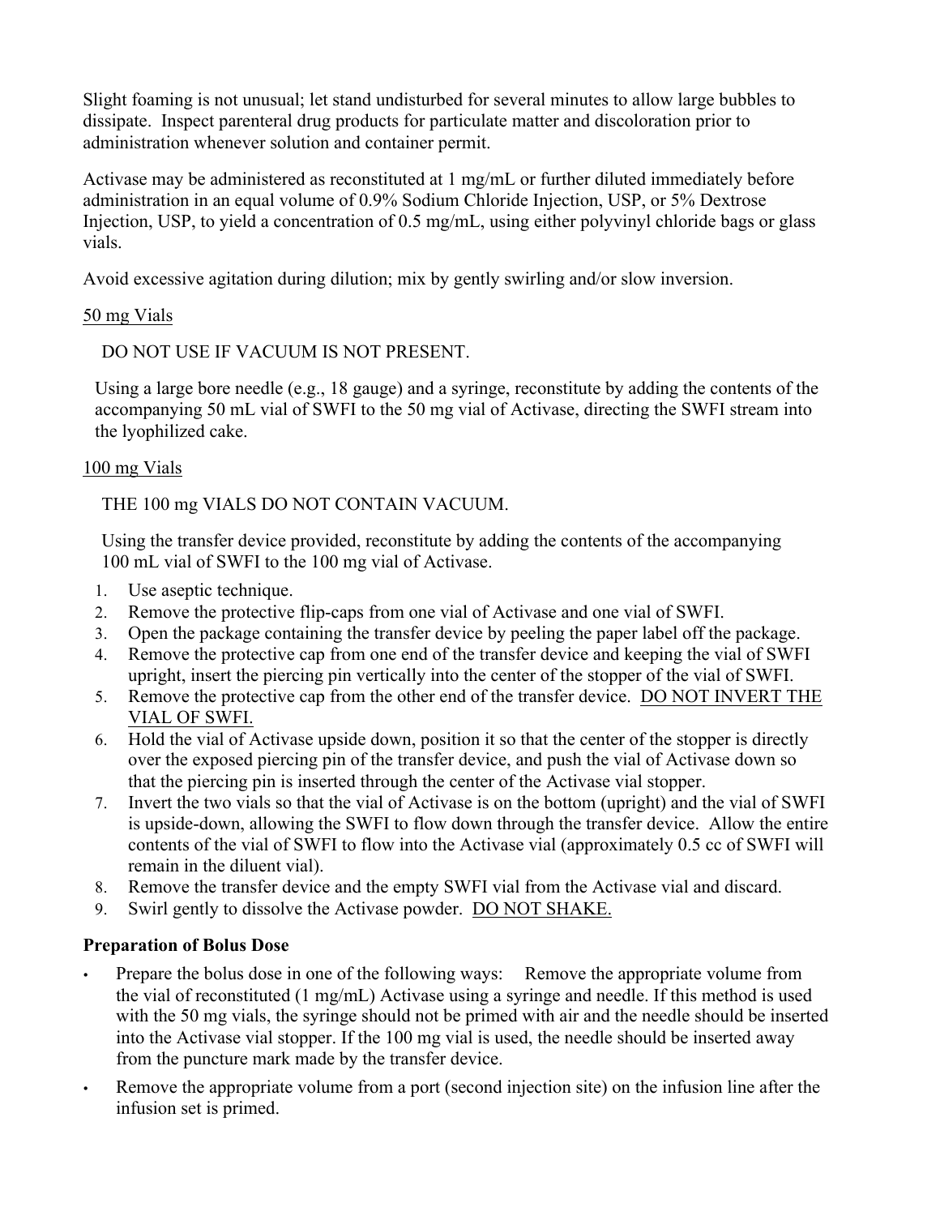Slight foaming is not unusual; let stand undisturbed for several minutes to allow large bubbles to dissipate. Inspect parenteral drug products for particulate matter and discoloration prior to administration whenever solution and container permit.

Activase may be administered as reconstituted at 1 mg/mL or further diluted immediately before administration in an equal volume of 0.9% Sodium Chloride Injection, USP, or 5% Dextrose Injection, USP, to yield a concentration of 0.5 mg/mL, using either polyvinyl chloride bags or glass vials.

Avoid excessive agitation during dilution; mix by gently swirling and/or slow inversion.

<u>50 mg Vials</u>

DO NOT USE IF VACUUM IS NOT PRESENT.

Using a large bore needle (e.g., 18 gauge) and a syringe, reconstitute by adding the contents of the accompanying 50 mL vial of SWFI to the 50 mg vial of Activase, directing the SWFI stream into the lyophilized cake.

<u>100 mg Vials</u>

THE 100 mg VIALS DO NOT CONTAIN VACUUM.

Using the transfer device provided, reconstitute by adding the contents of the accompanying 100 mL vial of SWFI to the 100 mg vial of Activase.

1. Use aseptic technique.
2. Remove the protective flip-caps from one vial of Activase and one vial of SWFI.
3. Open the package containing the transfer device by peeling the paper label off the package.
4. Remove the protective cap from one end of the transfer device and keeping the vial of SWFI upright, insert the piercing pin vertically into the center of the stopper of the vial of SWFI.
5. Remove the protective cap from the other end of the transfer device. <u>DO NOT INVERT THE VIAL OF SWFI.</u>
6. Hold the vial of Activase upside down, position it so that the center of the stopper is directly over the exposed piercing pin of the transfer device, and push the vial of Activase down so that the piercing pin is inserted through the center of the Activase vial stopper.
7. Invert the two vials so that the vial of Activase is on the bottom (upright) and the vial of SWFI is upside-down, allowing the SWFI to flow down through the transfer device. Allow the entire contents of the vial of SWFI to flow into the Activase vial (approximately 0.5 cc of SWFI will remain in the diluent vial).
8. Remove the transfer device and the empty SWFI vial from the Activase vial and discard.
9. Swirl gently to dissolve the Activase powder. <u>DO NOT SHAKE.</u>

**Preparation of Bolus Dose**

- Prepare the bolus dose in one of the following ways: Remove the appropriate volume from the vial of reconstituted (1 mg/mL) Activase using a syringe and needle. If this method is used with the 50 mg vials, the syringe should not be primed with air and the needle should be inserted into the Activase vial stopper. If the 100 mg vial is used, the needle should be inserted away from the puncture mark made by the transfer device.
- Remove the appropriate volume from a port (second injection site) on the infusion line after the infusion set is primed.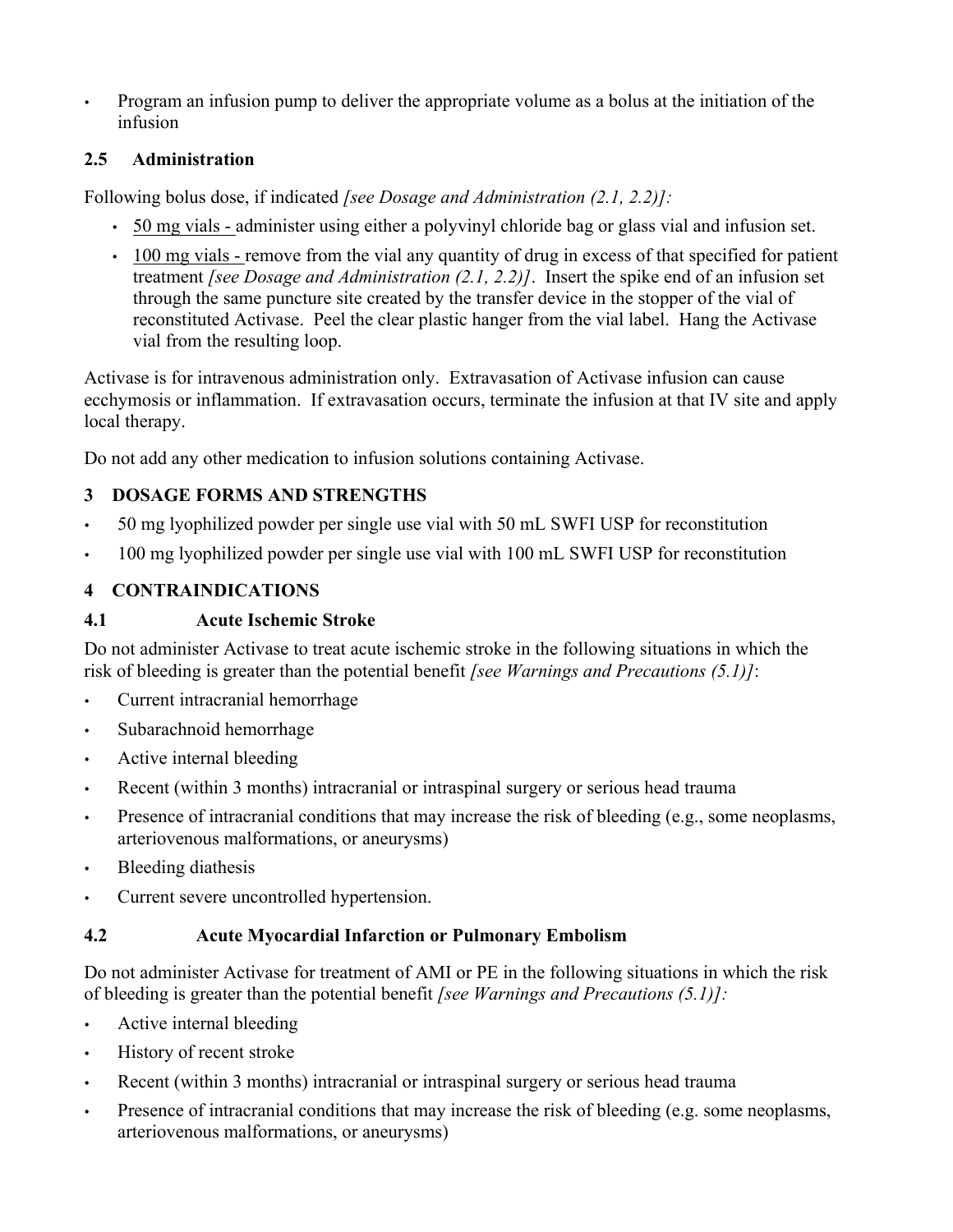- Program an infusion pump to deliver the appropriate volume as a bolus at the initiation of the infusion

### 2.5 Administration

Following bolus dose, if indicated *[see Dosage and Administration (2.1, 2.2)]:*

- 50 mg vials - administer using either a polyvinyl chloride bag or glass vial and infusion set.
- 100 mg vials - remove from the vial any quantity of drug in excess of that specified for patient treatment *[see Dosage and Administration (2.1, 2.2)]*. Insert the spike end of an infusion set through the same puncture site created by the transfer device in the stopper of the vial of reconstituted Activase. Peel the clear plastic hanger from the vial label. Hang the Activase vial from the resulting loop.

Activase is for intravenous administration only. Extravasation of Activase infusion can cause ecchymosis or inflammation. If extravasation occurs, terminate the infusion at that IV site and apply local therapy.

Do not add any other medication to infusion solutions containing Activase.

## 3 DOSAGE FORMS AND STRENGTHS

- 50 mg lyophilized powder per single use vial with 50 mL SWFI USP for reconstitution
- 100 mg lyophilized powder per single use vial with 100 mL SWFI USP for reconstitution

## 4 CONTRAINDICATIONS

### 4.1 Acute Ischemic Stroke

Do not administer Activase to treat acute ischemic stroke in the following situations in which the risk of bleeding is greater than the potential benefit *[see Warnings and Precautions (5.1)]*:

- Current intracranial hemorrhage
- Subarachnoid hemorrhage
- Active internal bleeding
- Recent (within 3 months) intracranial or intraspinal surgery or serious head trauma
- Presence of intracranial conditions that may increase the risk of bleeding (e.g., some neoplasms, arteriovenous malformations, or aneurysms)
- Bleeding diathesis
- Current severe uncontrolled hypertension.

### 4.2 Acute Myocardial Infarction or Pulmonary Embolism

Do not administer Activase for treatment of AMI or PE in the following situations in which the risk of bleeding is greater than the potential benefit *[see Warnings and Precautions (5.1)]:*

- Active internal bleeding
- History of recent stroke
- Recent (within 3 months) intracranial or intraspinal surgery or serious head trauma
- Presence of intracranial conditions that may increase the risk of bleeding (e.g. some neoplasms, arteriovenous malformations, or aneurysms)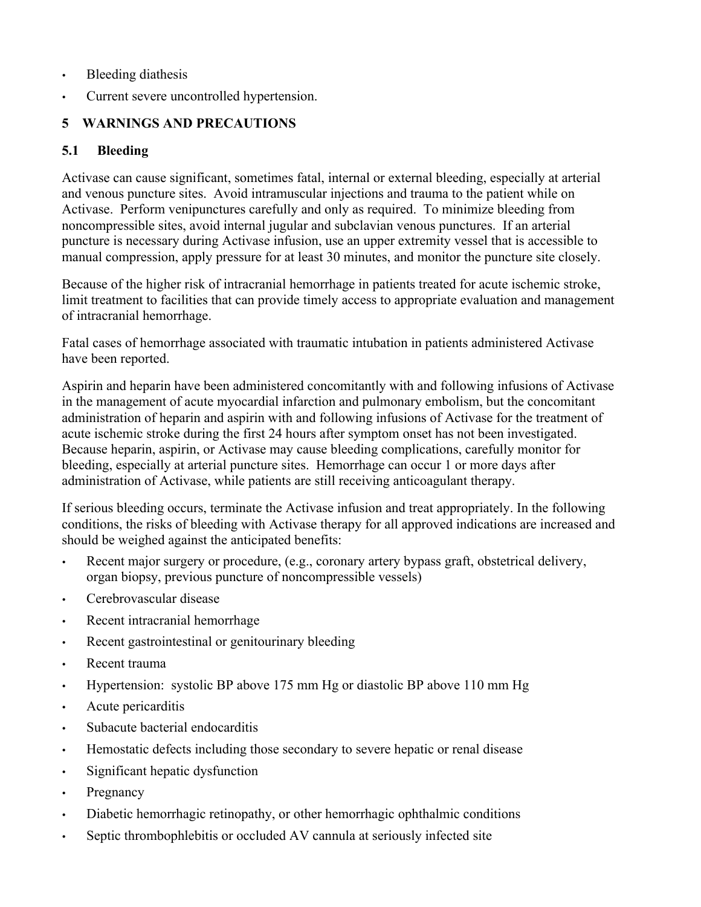- Bleeding diathesis
- Current severe uncontrolled hypertension.

## 5 WARNINGS AND PRECAUTIONS

### 5.1 Bleeding

Activase can cause significant, sometimes fatal, internal or external bleeding, especially at arterial and venous puncture sites. Avoid intramuscular injections and trauma to the patient while on Activase. Perform venipunctures carefully and only as required. To minimize bleeding from noncompressible sites, avoid internal jugular and subclavian venous punctures. If an arterial puncture is necessary during Activase infusion, use an upper extremity vessel that is accessible to manual compression, apply pressure for at least 30 minutes, and monitor the puncture site closely.

Because of the higher risk of intracranial hemorrhage in patients treated for acute ischemic stroke, limit treatment to facilities that can provide timely access to appropriate evaluation and management of intracranial hemorrhage.

Fatal cases of hemorrhage associated with traumatic intubation in patients administered Activase have been reported.

Aspirin and heparin have been administered concomitantly with and following infusions of Activase in the management of acute myocardial infarction and pulmonary embolism, but the concomitant administration of heparin and aspirin with and following infusions of Activase for the treatment of acute ischemic stroke during the first 24 hours after symptom onset has not been investigated. Because heparin, aspirin, or Activase may cause bleeding complications, carefully monitor for bleeding, especially at arterial puncture sites. Hemorrhage can occur 1 or more days after administration of Activase, while patients are still receiving anticoagulant therapy.

If serious bleeding occurs, terminate the Activase infusion and treat appropriately. In the following conditions, the risks of bleeding with Activase therapy for all approved indications are increased and should be weighed against the anticipated benefits:

- Recent major surgery or procedure, (e.g., coronary artery bypass graft, obstetrical delivery, organ biopsy, previous puncture of noncompressible vessels)
- Cerebrovascular disease
- Recent intracranial hemorrhage
- Recent gastrointestinal or genitourinary bleeding
- Recent trauma
- Hypertension: systolic BP above 175 mm Hg or diastolic BP above 110 mm Hg
- Acute pericarditis
- Subacute bacterial endocarditis
- Hemostatic defects including those secondary to severe hepatic or renal disease
- Significant hepatic dysfunction
- Pregnancy
- Diabetic hemorrhagic retinopathy, or other hemorrhagic ophthalmic conditions
- Septic thrombophlebitis or occluded AV cannula at seriously infected site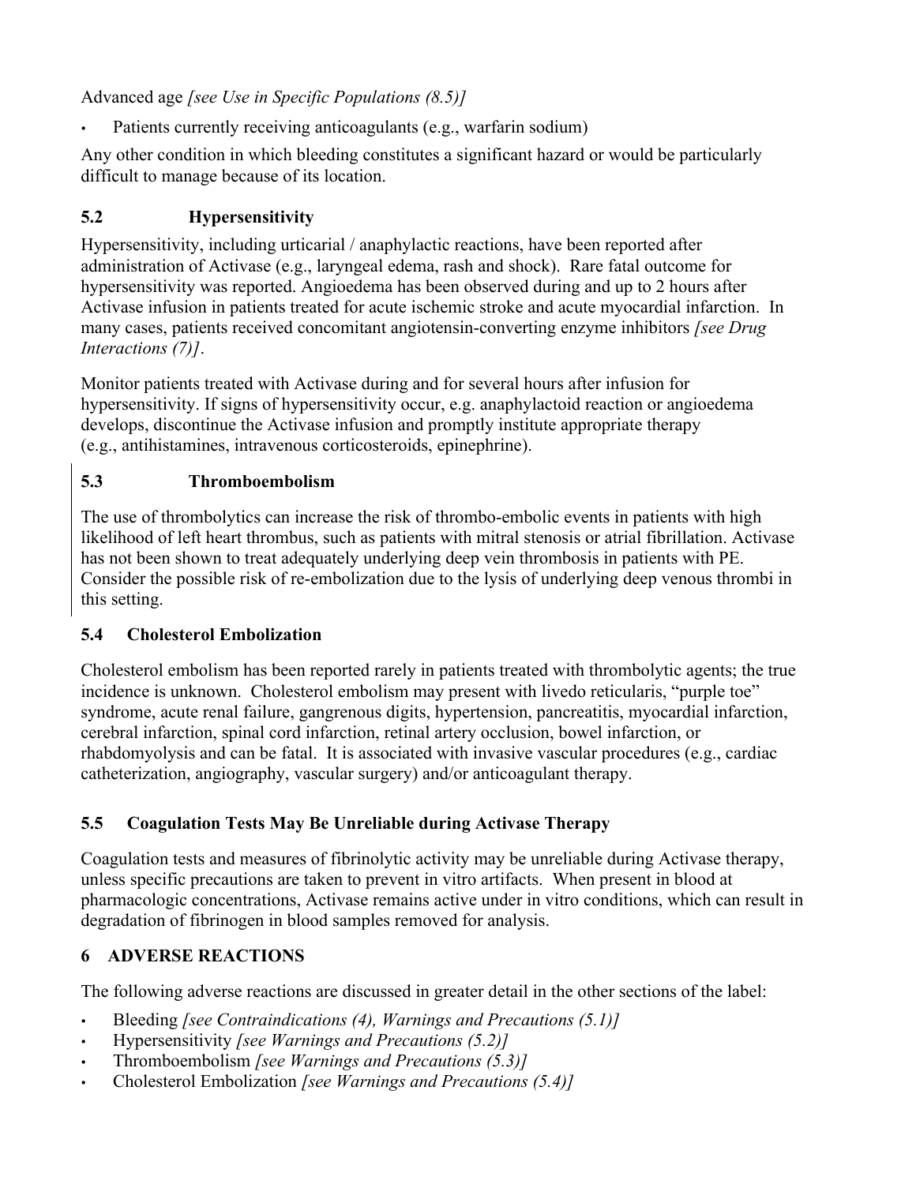Advanced age *[see Use in Specific Populations (8.5)]*

- Patients currently receiving anticoagulants (e.g., warfarin sodium)

Any other condition in which bleeding constitutes a significant hazard or would be particularly difficult to manage because of its location.

### 5.2 Hypersensitivity

Hypersensitivity, including urticarial / anaphylactic reactions, have been reported after administration of Activase (e.g., laryngeal edema, rash and shock). Rare fatal outcome for hypersensitivity was reported. Angioedema has been observed during and up to 2 hours after Activase infusion in patients treated for acute ischemic stroke and acute myocardial infarction. In many cases, patients received concomitant angiotensin-converting enzyme inhibitors *[see Drug Interactions (7)]*.

Monitor patients treated with Activase during and for several hours after infusion for hypersensitivity. If signs of hypersensitivity occur, e.g. anaphylactoid reaction or angioedema develops, discontinue the Activase infusion and promptly institute appropriate therapy (e.g., antihistamines, intravenous corticosteroids, epinephrine).

### 5.3 Thromboembolism

The use of thrombolytics can increase the risk of thrombo-embolic events in patients with high likelihood of left heart thrombus, such as patients with mitral stenosis or atrial fibrillation. Activase has not been shown to treat adequately underlying deep vein thrombosis in patients with PE. Consider the possible risk of re-embolization due to the lysis of underlying deep venous thrombi in this setting.

### 5.4 Cholesterol Embolization

Cholesterol embolism has been reported rarely in patients treated with thrombolytic agents; the true incidence is unknown. Cholesterol embolism may present with livedo reticularis, "purple toe" syndrome, acute renal failure, gangrenous digits, hypertension, pancreatitis, myocardial infarction, cerebral infarction, spinal cord infarction, retinal artery occlusion, bowel infarction, or rhabdomyolysis and can be fatal. It is associated with invasive vascular procedures (e.g., cardiac catheterization, angiography, vascular surgery) and/or anticoagulant therapy.

### 5.5 Coagulation Tests May Be Unreliable during Activase Therapy

Coagulation tests and measures of fibrinolytic activity may be unreliable during Activase therapy, unless specific precautions are taken to prevent in vitro artifacts. When present in blood at pharmacologic concentrations, Activase remains active under in vitro conditions, which can result in degradation of fibrinogen in blood samples removed for analysis.

## 6 ADVERSE REACTIONS

The following adverse reactions are discussed in greater detail in the other sections of the label:

- Bleeding *[see Contraindications (4), Warnings and Precautions (5.1)]*
- Hypersensitivity *[see Warnings and Precautions (5.2)]*
- Thromboembolism *[see Warnings and Precautions (5.3)]*
- Cholesterol Embolization *[see Warnings and Precautions (5.4)]*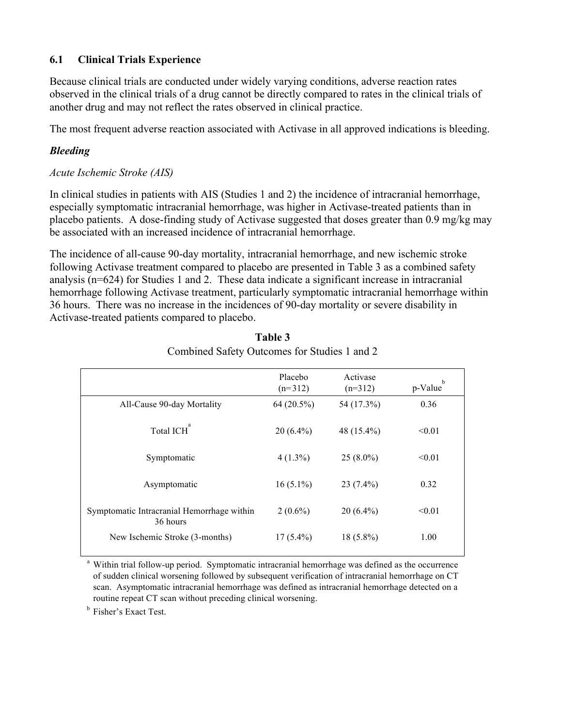### 6.1 Clinical Trials Experience

Because clinical trials are conducted under widely varying conditions, adverse reaction rates observed in the clinical trials of a drug cannot be directly compared to rates in the clinical trials of another drug and may not reflect the rates observed in clinical practice.

The most frequent adverse reaction associated with Activase in all approved indications is bleeding.

***Bleeding***

*Acute Ischemic Stroke (AIS)*

In clinical studies in patients with AIS (Studies 1 and 2) the incidence of intracranial hemorrhage, especially symptomatic intracranial hemorrhage, was higher in Activase-treated patients than in placebo patients. A dose-finding study of Activase suggested that doses greater than 0.9 mg/kg may be associated with an increased incidence of intracranial hemorrhage.

The incidence of all-cause 90-day mortality, intracranial hemorrhage, and new ischemic stroke following Activase treatment compared to placebo are presented in Table 3 as a combined safety analysis (n=624) for Studies 1 and 2. These data indicate a significant increase in intracranial hemorrhage following Activase treatment, particularly symptomatic intracranial hemorrhage within 36 hours. There was no increase in the incidences of 90-day mortality or severe disability in Activase-treated patients compared to placebo.

**Table 3**

Combined Safety Outcomes for Studies 1 and 2

| | Placebo (n=312) | Activase (n=312) | p-Value[b] |
|---|---|---|---|
| All-Cause 90-day Mortality | 64 (20.5%) | 54 (17.3%) | 0.36 |
| Total ICH[a] | 20 (6.4%) | 48 (15.4%) | <0.01 |
| Symptomatic | 4 (1.3%) | 25 (8.0%) | <0.01 |
| Asymptomatic | 16 (5.1%) | 23 (7.4%) | 0.32 |
| Symptomatic Intracranial Hemorrhage within 36 hours | 2 (0.6%) | 20 (6.4%) | <0.01 |
| New Ischemic Stroke (3-months) | 17 (5.4%) | 18 (5.8%) | 1.00 |

[a] Within trial follow-up period. Symptomatic intracranial hemorrhage was defined as the occurrence of sudden clinical worsening followed by subsequent verification of intracranial hemorrhage on CT scan. Asymptomatic intracranial hemorrhage was defined as intracranial hemorrhage detected on a routine repeat CT scan without preceding clinical worsening.

[b] Fisher's Exact Test.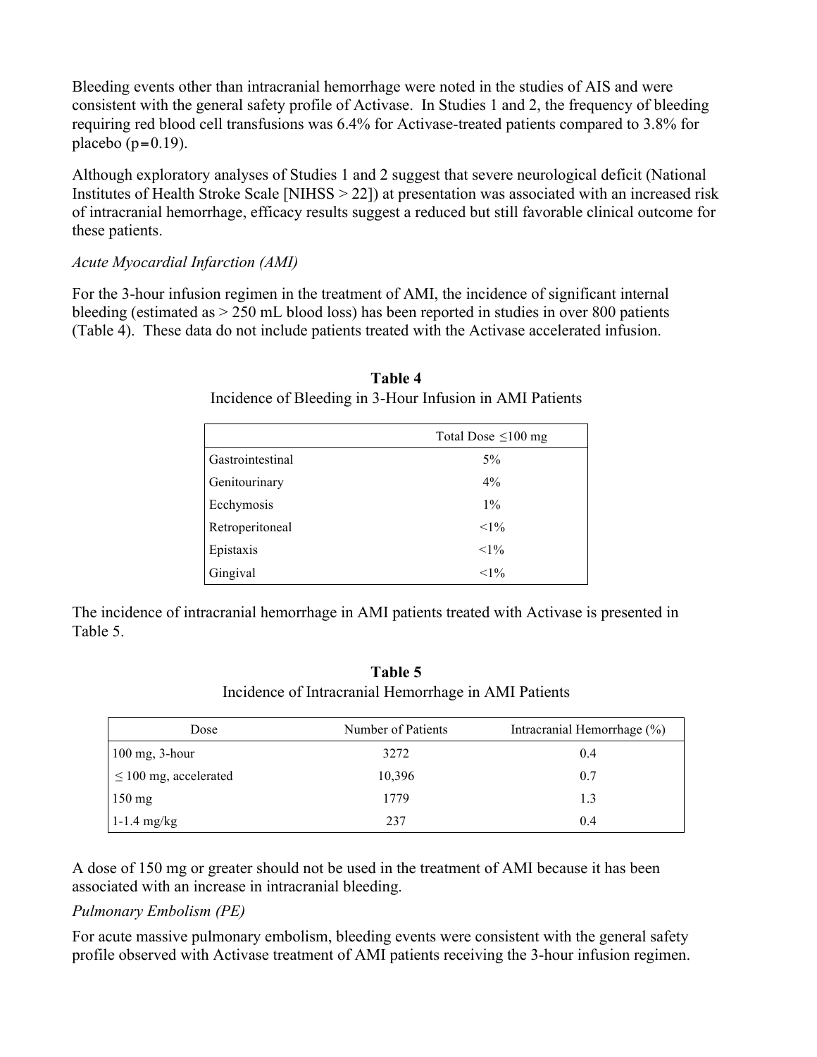Bleeding events other than intracranial hemorrhage were noted in the studies of AIS and were consistent with the general safety profile of Activase. In Studies 1 and 2, the frequency of bleeding requiring red blood cell transfusions was 6.4% for Activase-treated patients compared to 3.8% for placebo ($p=0.19$).

Although exploratory analyses of Studies 1 and 2 suggest that severe neurological deficit (National Institutes of Health Stroke Scale [NIHSS > 22]) at presentation was associated with an increased risk of intracranial hemorrhage, efficacy results suggest a reduced but still favorable clinical outcome for these patients.

*Acute Myocardial Infarction (AMI)*

For the 3-hour infusion regimen in the treatment of AMI, the incidence of significant internal bleeding (estimated as > 250 mL blood loss) has been reported in studies in over 800 patients (Table 4). These data do not include patients treated with the Activase accelerated infusion.

**Table 4**
Incidence of Bleeding in 3-Hour Infusion in AMI Patients

| | Total Dose ≤100 mg |
|---|---|
| Gastrointestinal | 5% |
| Genitourinary | 4% |
| Ecchymosis | 1% |
| Retroperitoneal | <1% |
| Epistaxis | <1% |
| Gingival | <1% |

The incidence of intracranial hemorrhage in AMI patients treated with Activase is presented in Table 5.

**Table 5**
Incidence of Intracranial Hemorrhage in AMI Patients

| Dose | Number of Patients | Intracranial Hemorrhage (%) |
|---|---|---|
| 100 mg, 3-hour | 3272 | 0.4 |
| ≤ 100 mg, accelerated | 10,396 | 0.7 |
| 150 mg | 1779 | 1.3 |
| 1-1.4 mg/kg | 237 | 0.4 |

A dose of 150 mg or greater should not be used in the treatment of AMI because it has been associated with an increase in intracranial bleeding.

*Pulmonary Embolism (PE)*

For acute massive pulmonary embolism, bleeding events were consistent with the general safety profile observed with Activase treatment of AMI patients receiving the 3-hour infusion regimen.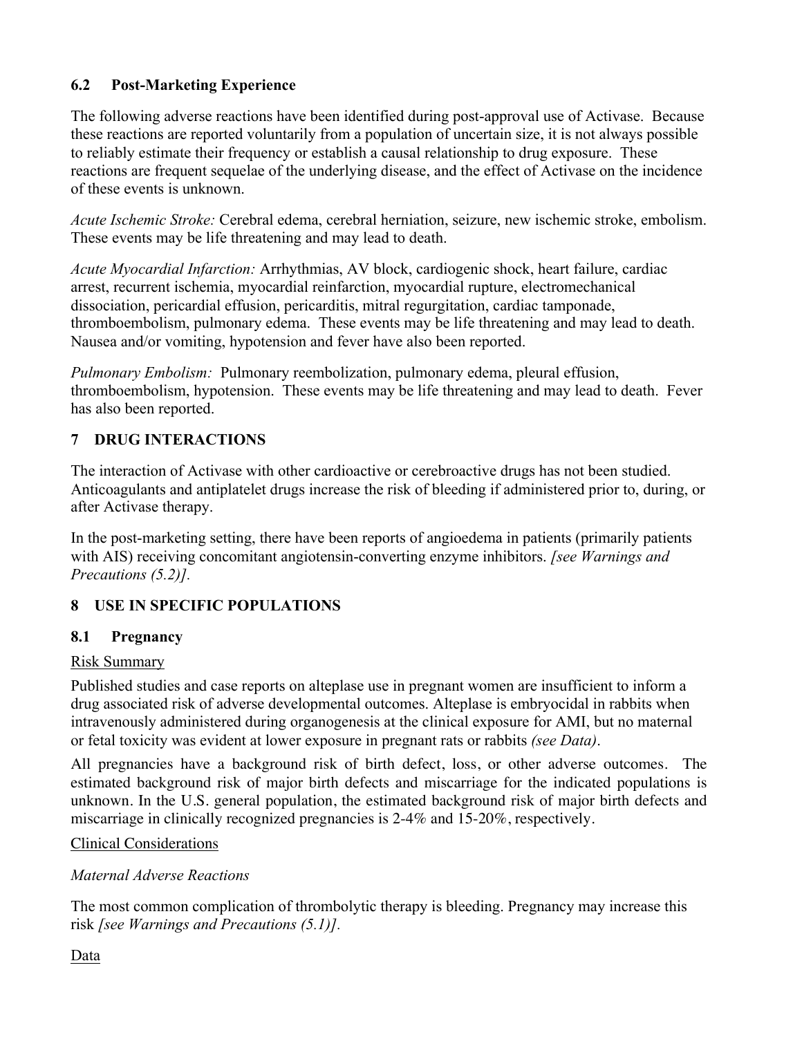### 6.2 Post-Marketing Experience

The following adverse reactions have been identified during post-approval use of Activase. Because these reactions are reported voluntarily from a population of uncertain size, it is not always possible to reliably estimate their frequency or establish a causal relationship to drug exposure. These reactions are frequent sequelae of the underlying disease, and the effect of Activase on the incidence of these events is unknown.

*Acute Ischemic Stroke:* Cerebral edema, cerebral herniation, seizure, new ischemic stroke, embolism. These events may be life threatening and may lead to death.

*Acute Myocardial Infarction:* Arrhythmias, AV block, cardiogenic shock, heart failure, cardiac arrest, recurrent ischemia, myocardial reinfarction, myocardial rupture, electromechanical dissociation, pericardial effusion, pericarditis, mitral regurgitation, cardiac tamponade, thromboembolism, pulmonary edema. These events may be life threatening and may lead to death. Nausea and/or vomiting, hypotension and fever have also been reported.

*Pulmonary Embolism:* Pulmonary reembolization, pulmonary edema, pleural effusion, thromboembolism, hypotension. These events may be life threatening and may lead to death. Fever has also been reported.

## 7 DRUG INTERACTIONS

The interaction of Activase with other cardioactive or cerebroactive drugs has not been studied. Anticoagulants and antiplatelet drugs increase the risk of bleeding if administered prior to, during, or after Activase therapy.

In the post-marketing setting, there have been reports of angioedema in patients (primarily patients with AIS) receiving concomitant angiotensin-converting enzyme inhibitors. *[see Warnings and Precautions (5.2)].*

## 8 USE IN SPECIFIC POPULATIONS

### 8.1 Pregnancy

Risk Summary

Published studies and case reports on alteplase use in pregnant women are insufficient to inform a drug associated risk of adverse developmental outcomes. Alteplase is embryocidal in rabbits when intravenously administered during organogenesis at the clinical exposure for AMI, but no maternal or fetal toxicity was evident at lower exposure in pregnant rats or rabbits *(see Data)*.

All pregnancies have a background risk of birth defect, loss, or other adverse outcomes. The estimated background risk of major birth defects and miscarriage for the indicated populations is unknown. In the U.S. general population, the estimated background risk of major birth defects and miscarriage in clinically recognized pregnancies is 2-4% and 15-20%, respectively.

Clinical Considerations

*Maternal Adverse Reactions*

The most common complication of thrombolytic therapy is bleeding. Pregnancy may increase this risk *[see Warnings and Precautions (5.1)].*

Data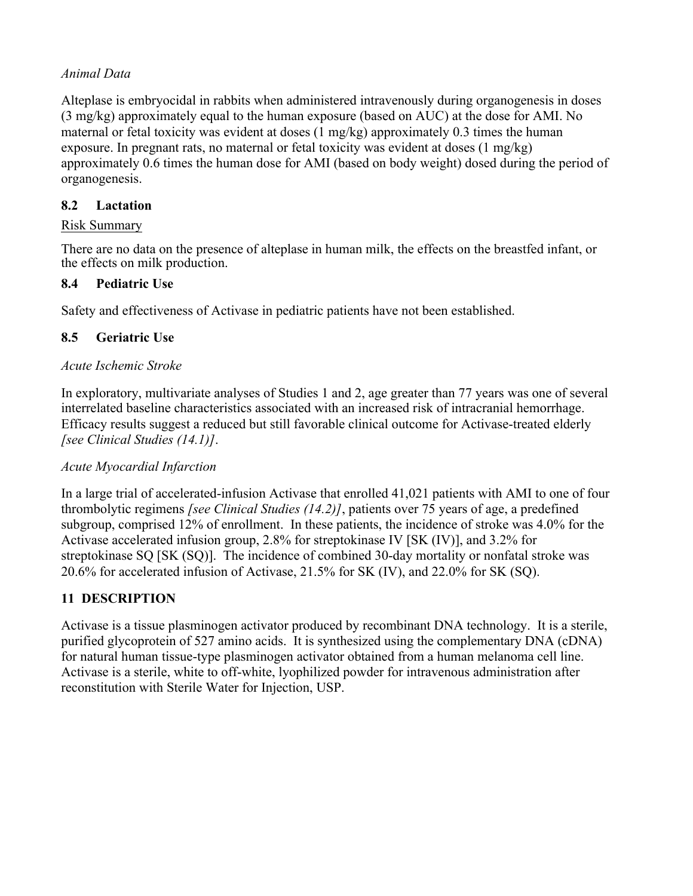*Animal Data*

Alteplase is embryocidal in rabbits when administered intravenously during organogenesis in doses (3 mg/kg) approximately equal to the human exposure (based on AUC) at the dose for AMI. No maternal or fetal toxicity was evident at doses (1 mg/kg) approximately 0.3 times the human exposure. In pregnant rats, no maternal or fetal toxicity was evident at doses (1 mg/kg) approximately 0.6 times the human dose for AMI (based on body weight) dosed during the period of organogenesis.

### 8.2 Lactation

Risk Summary

There are no data on the presence of alteplase in human milk, the effects on the breastfed infant, or the effects on milk production.

### 8.4 Pediatric Use

Safety and effectiveness of Activase in pediatric patients have not been established.

### 8.5 Geriatric Use

*Acute Ischemic Stroke*

In exploratory, multivariate analyses of Studies 1 and 2, age greater than 77 years was one of several interrelated baseline characteristics associated with an increased risk of intracranial hemorrhage. Efficacy results suggest a reduced but still favorable clinical outcome for Activase-treated elderly *[see Clinical Studies (14.1)]*.

*Acute Myocardial Infarction*

In a large trial of accelerated-infusion Activase that enrolled 41,021 patients with AMI to one of four thrombolytic regimens *[see Clinical Studies (14.2)]*, patients over 75 years of age, a predefined subgroup, comprised 12% of enrollment. In these patients, the incidence of stroke was 4.0% for the Activase accelerated infusion group, 2.8% for streptokinase IV [SK (IV)], and 3.2% for streptokinase SQ [SK (SQ)]. The incidence of combined 30-day mortality or nonfatal stroke was 20.6% for accelerated infusion of Activase, 21.5% for SK (IV), and 22.0% for SK (SQ).

## 11 DESCRIPTION

Activase is a tissue plasminogen activator produced by recombinant DNA technology. It is a sterile, purified glycoprotein of 527 amino acids. It is synthesized using the complementary DNA (cDNA) for natural human tissue-type plasminogen activator obtained from a human melanoma cell line. Activase is a sterile, white to off-white, lyophilized powder for intravenous administration after reconstitution with Sterile Water for Injection, USP.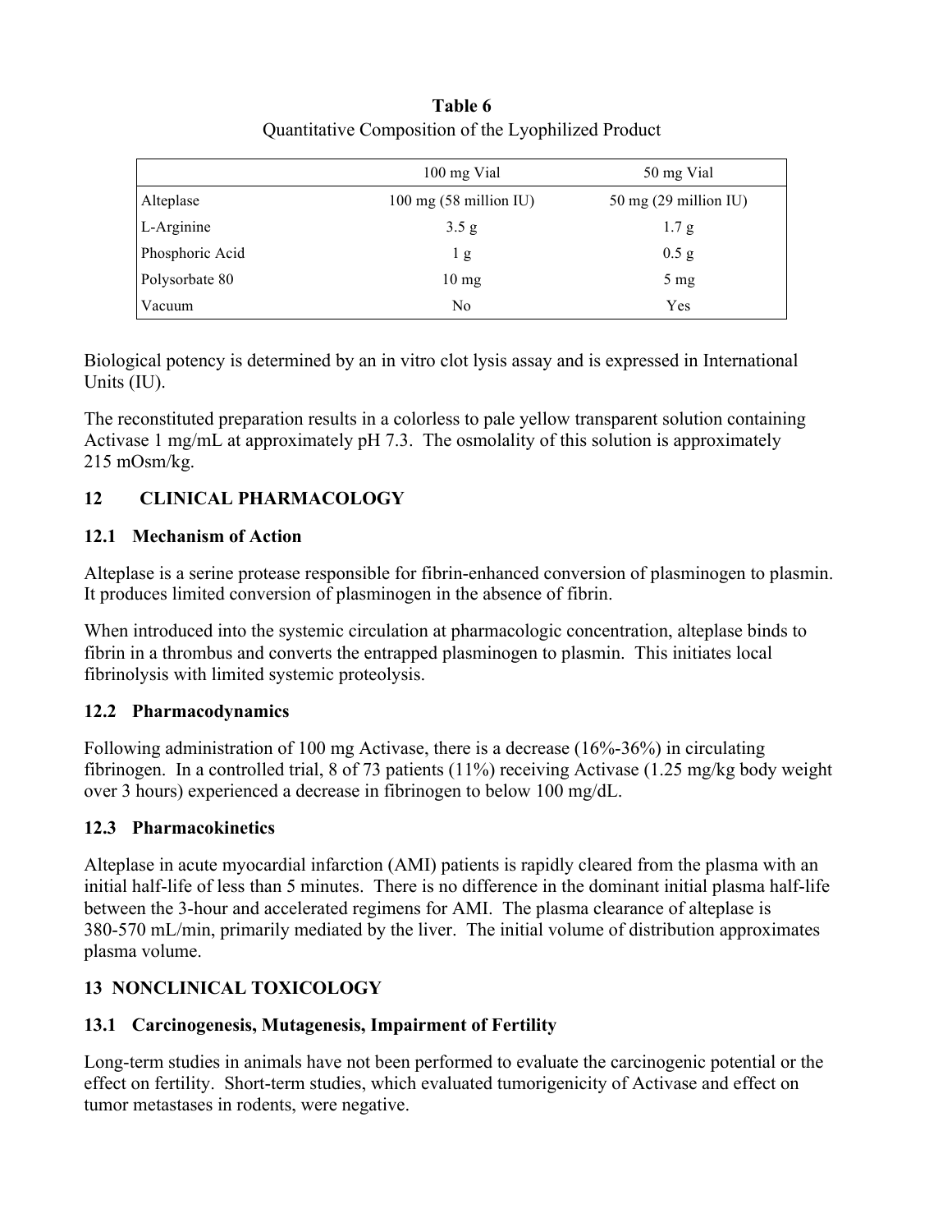**Table 6**

Quantitative Composition of the Lyophilized Product

| | 100 mg Vial | 50 mg Vial |
|---|---|---|
| Alteplase | 100 mg (58 million IU) | 50 mg (29 million IU) |
| L-Arginine | 3.5 g | 1.7 g |
| Phosphoric Acid | 1 g | 0.5 g |
| Polysorbate 80 | 10 mg | 5 mg |
| Vacuum | No | Yes |

Biological potency is determined by an in vitro clot lysis assay and is expressed in International Units (IU).

The reconstituted preparation results in a colorless to pale yellow transparent solution containing Activase 1 mg/mL at approximately pH 7.3. The osmolality of this solution is approximately 215 mOsm/kg.

## 12 CLINICAL PHARMACOLOGY

### 12.1 Mechanism of Action

Alteplase is a serine protease responsible for fibrin-enhanced conversion of plasminogen to plasmin. It produces limited conversion of plasminogen in the absence of fibrin.

When introduced into the systemic circulation at pharmacologic concentration, alteplase binds to fibrin in a thrombus and converts the entrapped plasminogen to plasmin. This initiates local fibrinolysis with limited systemic proteolysis.

### 12.2 Pharmacodynamics

Following administration of 100 mg Activase, there is a decrease (16%-36%) in circulating fibrinogen. In a controlled trial, 8 of 73 patients (11%) receiving Activase (1.25 mg/kg body weight over 3 hours) experienced a decrease in fibrinogen to below 100 mg/dL.

### 12.3 Pharmacokinetics

Alteplase in acute myocardial infarction (AMI) patients is rapidly cleared from the plasma with an initial half-life of less than 5 minutes. There is no difference in the dominant initial plasma half-life between the 3-hour and accelerated regimens for AMI. The plasma clearance of alteplase is 380-570 mL/min, primarily mediated by the liver. The initial volume of distribution approximates plasma volume.

## 13 NONCLINICAL TOXICOLOGY

### 13.1 Carcinogenesis, Mutagenesis, Impairment of Fertility

Long-term studies in animals have not been performed to evaluate the carcinogenic potential or the effect on fertility. Short-term studies, which evaluated tumorigenicity of Activase and effect on tumor metastases in rodents, were negative.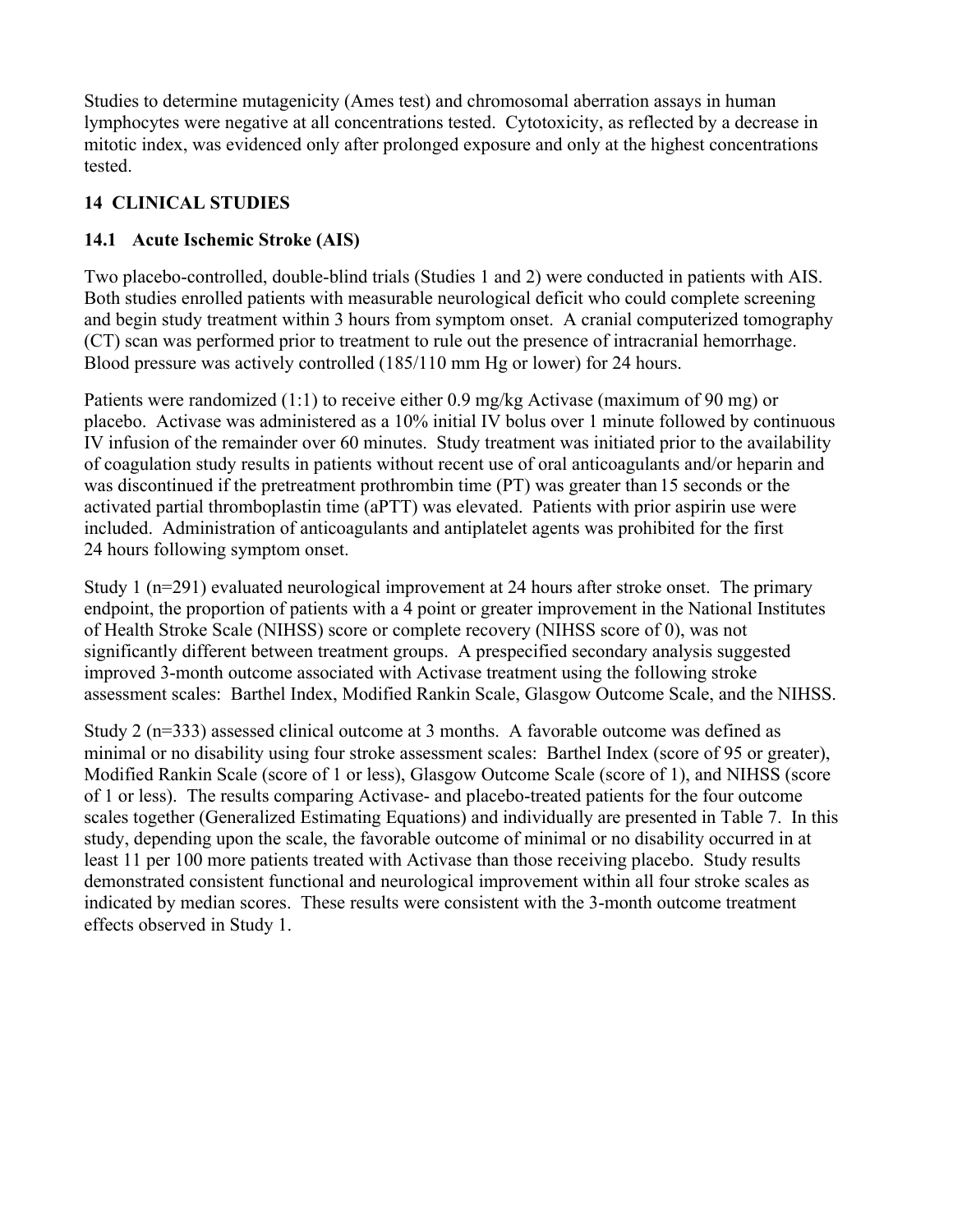Studies to determine mutagenicity (Ames test) and chromosomal aberration assays in human lymphocytes were negative at all concentrations tested. Cytotoxicity, as reflected by a decrease in mitotic index, was evidenced only after prolonged exposure and only at the highest concentrations tested.

## 14 CLINICAL STUDIES

### 14.1 Acute Ischemic Stroke (AIS)

Two placebo-controlled, double-blind trials (Studies 1 and 2) were conducted in patients with AIS. Both studies enrolled patients with measurable neurological deficit who could complete screening and begin study treatment within 3 hours from symptom onset. A cranial computerized tomography (CT) scan was performed prior to treatment to rule out the presence of intracranial hemorrhage. Blood pressure was actively controlled (185/110 mm Hg or lower) for 24 hours.

Patients were randomized (1:1) to receive either 0.9 mg/kg Activase (maximum of 90 mg) or placebo. Activase was administered as a 10% initial IV bolus over 1 minute followed by continuous IV infusion of the remainder over 60 minutes. Study treatment was initiated prior to the availability of coagulation study results in patients without recent use of oral anticoagulants and/or heparin and was discontinued if the pretreatment prothrombin time (PT) was greater than 15 seconds or the activated partial thromboplastin time (aPTT) was elevated. Patients with prior aspirin use were included. Administration of anticoagulants and antiplatelet agents was prohibited for the first 24 hours following symptom onset.

Study 1 (n=291) evaluated neurological improvement at 24 hours after stroke onset. The primary endpoint, the proportion of patients with a 4 point or greater improvement in the National Institutes of Health Stroke Scale (NIHSS) score or complete recovery (NIHSS score of 0), was not significantly different between treatment groups. A prespecified secondary analysis suggested improved 3-month outcome associated with Activase treatment using the following stroke assessment scales: Barthel Index, Modified Rankin Scale, Glasgow Outcome Scale, and the NIHSS.

Study 2 (n=333) assessed clinical outcome at 3 months. A favorable outcome was defined as minimal or no disability using four stroke assessment scales: Barthel Index (score of 95 or greater), Modified Rankin Scale (score of 1 or less), Glasgow Outcome Scale (score of 1), and NIHSS (score of 1 or less). The results comparing Activase- and placebo-treated patients for the four outcome scales together (Generalized Estimating Equations) and individually are presented in Table 7. In this study, depending upon the scale, the favorable outcome of minimal or no disability occurred in at least 11 per 100 more patients treated with Activase than those receiving placebo. Study results demonstrated consistent functional and neurological improvement within all four stroke scales as indicated by median scores. These results were consistent with the 3-month outcome treatment effects observed in Study 1.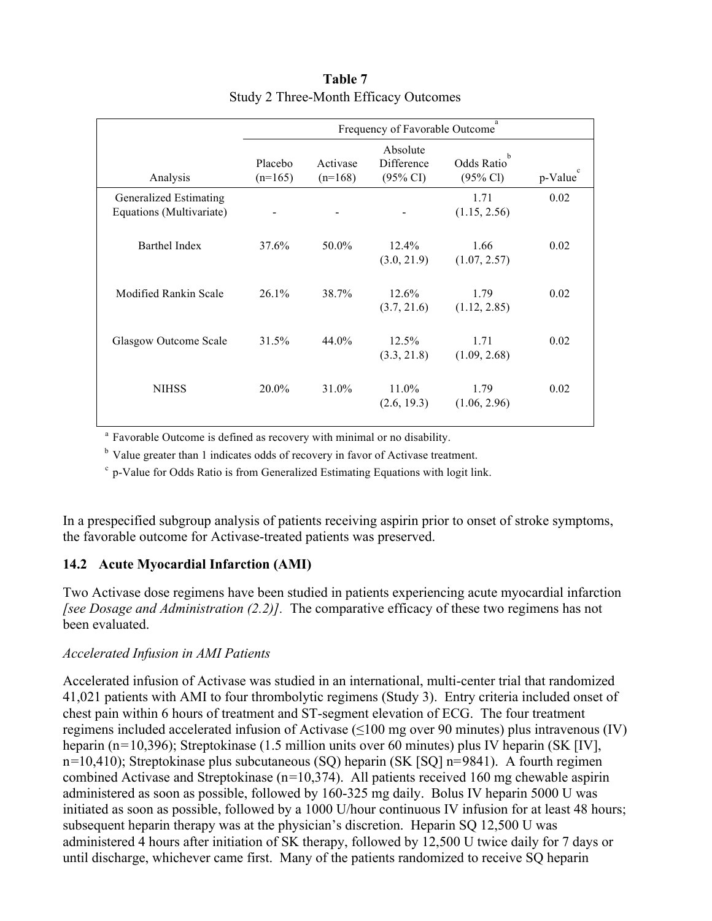**Table 7**
Study 2 Three-Month Efficacy Outcomes

| | Frequency of Favorable Outcome[a] | | | | |
|---|---|---|---|---|---|
| Analysis | Placebo (n=165) | Activase (n=168) | Absolute Difference (95% CI) | Odds Ratio[b] (95% Cl) | p-Value[c] |
| Generalized Estimating Equations (Multivariate) | - | - | - | 1.71 (1.15, 2.56) | 0.02 |
| Barthel Index | 37.6% | 50.0% | 12.4% (3.0, 21.9) | 1.66 (1.07, 2.57) | 0.02 |
| Modified Rankin Scale | 26.1% | 38.7% | 12.6% (3.7, 21.6) | 1.79 (1.12, 2.85) | 0.02 |
| Glasgow Outcome Scale | 31.5% | 44.0% | 12.5% (3.3, 21.8) | 1.71 (1.09, 2.68) | 0.02 |
| NIHSS | 20.0% | 31.0% | 11.0% (2.6, 19.3) | 1.79 (1.06, 2.96) | 0.02 |

[a] Favorable Outcome is defined as recovery with minimal or no disability.

[b] Value greater than 1 indicates odds of recovery in favor of Activase treatment.

[c] p-Value for Odds Ratio is from Generalized Estimating Equations with logit link.

In a prespecified subgroup analysis of patients receiving aspirin prior to onset of stroke symptoms, the favorable outcome for Activase-treated patients was preserved.

### 14.2 Acute Myocardial Infarction (AMI)

Two Activase dose regimens have been studied in patients experiencing acute myocardial infarction *[see Dosage and Administration (2.2)]*. The comparative efficacy of these two regimens has not been evaluated.

*Accelerated Infusion in AMI Patients*

Accelerated infusion of Activase was studied in an international, multi-center trial that randomized 41,021 patients with AMI to four thrombolytic regimens (Study 3). Entry criteria included onset of chest pain within 6 hours of treatment and ST-segment elevation of ECG. The four treatment regimens included accelerated infusion of Activase (≤100 mg over 90 minutes) plus intravenous (IV) heparin (n=10,396); Streptokinase (1.5 million units over 60 minutes) plus IV heparin (SK [IV], n=10,410); Streptokinase plus subcutaneous (SQ) heparin (SK [SQ] n=9841). A fourth regimen combined Activase and Streptokinase (n=10,374). All patients received 160 mg chewable aspirin administered as soon as possible, followed by 160-325 mg daily. Bolus IV heparin 5000 U was initiated as soon as possible, followed by a 1000 U/hour continuous IV infusion for at least 48 hours; subsequent heparin therapy was at the physician's discretion. Heparin SQ 12,500 U was administered 4 hours after initiation of SK therapy, followed by 12,500 U twice daily for 7 days or until discharge, whichever came first. Many of the patients randomized to receive SQ heparin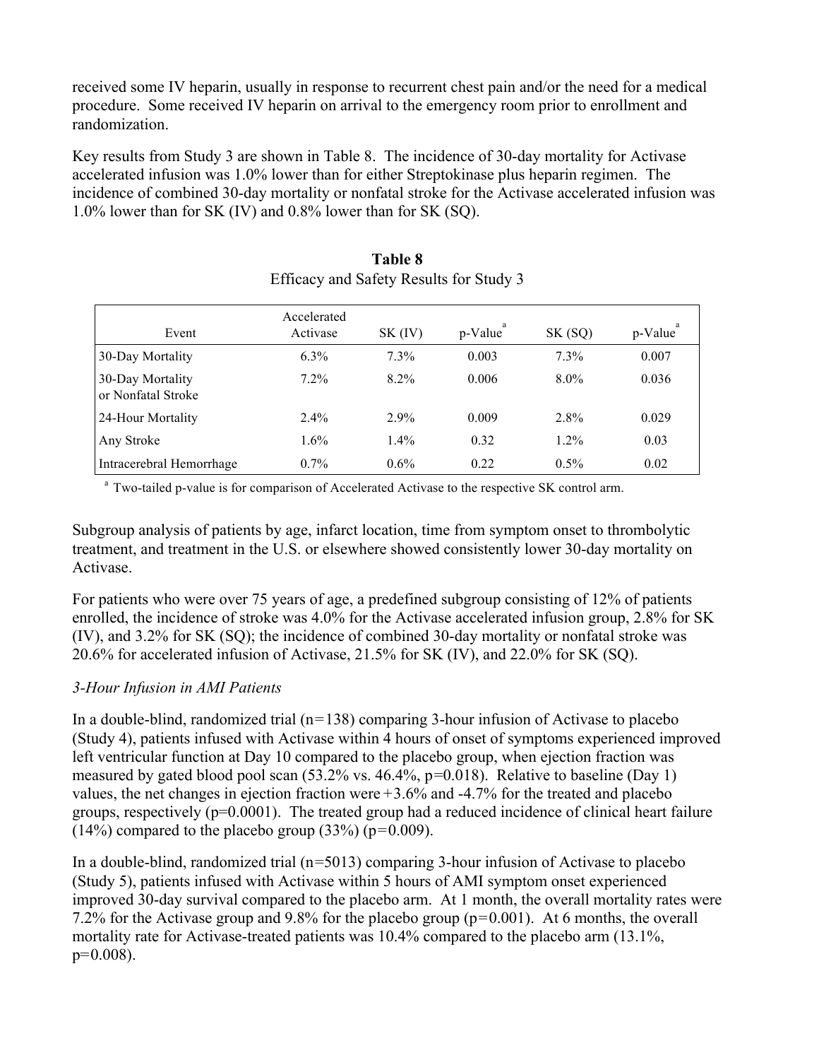received some IV heparin, usually in response to recurrent chest pain and/or the need for a medical procedure. Some received IV heparin on arrival to the emergency room prior to enrollment and randomization.

Key results from Study 3 are shown in Table 8. The incidence of 30-day mortality for Activase accelerated infusion was 1.0% lower than for either Streptokinase plus heparin regimen. The incidence of combined 30-day mortality or nonfatal stroke for the Activase accelerated infusion was 1.0% lower than for SK (IV) and 0.8% lower than for SK (SQ).

**Table 8**
Efficacy and Safety Results for Study 3

| Event | Accelerated Activase | SK (IV) | p-Value[a] | SK (SQ) | p-Value[a] |
|---|---|---|---|---|---|
| 30-Day Mortality | 6.3% | 7.3% | 0.003 | 7.3% | 0.007 |
| 30-Day Mortality or Nonfatal Stroke | 7.2% | 8.2% | 0.006 | 8.0% | 0.036 |
| 24-Hour Mortality | 2.4% | 2.9% | 0.009 | 2.8% | 0.029 |
| Any Stroke | 1.6% | 1.4% | 0.32 | 1.2% | 0.03 |
| Intracerebral Hemorrhage | 0.7% | 0.6% | 0.22 | 0.5% | 0.02 |

[a] Two-tailed p-value is for comparison of Accelerated Activase to the respective SK control arm.

Subgroup analysis of patients by age, infarct location, time from symptom onset to thrombolytic treatment, and treatment in the U.S. or elsewhere showed consistently lower 30-day mortality on Activase.

For patients who were over 75 years of age, a predefined subgroup consisting of 12% of patients enrolled, the incidence of stroke was 4.0% for the Activase accelerated infusion group, 2.8% for SK (IV), and 3.2% for SK (SQ); the incidence of combined 30-day mortality or nonfatal stroke was 20.6% for accelerated infusion of Activase, 21.5% for SK (IV), and 22.0% for SK (SQ).

*3-Hour Infusion in AMI Patients*

In a double-blind, randomized trial (n=138) comparing 3-hour infusion of Activase to placebo (Study 4), patients infused with Activase within 4 hours of onset of symptoms experienced improved left ventricular function at Day 10 compared to the placebo group, when ejection fraction was measured by gated blood pool scan (53.2% vs. 46.4%, p=0.018). Relative to baseline (Day 1) values, the net changes in ejection fraction were +3.6% and -4.7% for the treated and placebo groups, respectively (p=0.0001). The treated group had a reduced incidence of clinical heart failure (14%) compared to the placebo group (33%) (p=0.009).

In a double-blind, randomized trial (n=5013) comparing 3-hour infusion of Activase to placebo (Study 5), patients infused with Activase within 5 hours of AMI symptom onset experienced improved 30-day survival compared to the placebo arm. At 1 month, the overall mortality rates were 7.2% for the Activase group and 9.8% for the placebo group (p=0.001). At 6 months, the overall mortality rate for Activase-treated patients was 10.4% compared to the placebo arm (13.1%, p=0.008).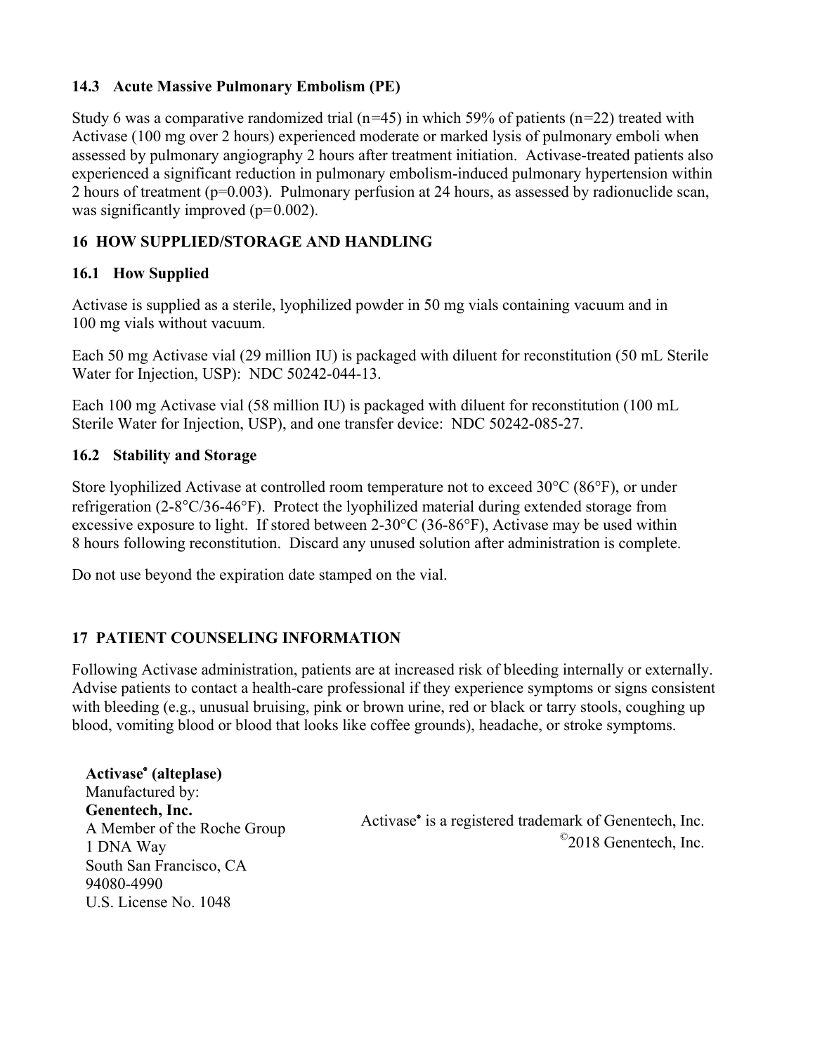### 14.3 Acute Massive Pulmonary Embolism (PE)

Study 6 was a comparative randomized trial (n=45) in which 59% of patients (n=22) treated with Activase (100 mg over 2 hours) experienced moderate or marked lysis of pulmonary emboli when assessed by pulmonary angiography 2 hours after treatment initiation. Activase-treated patients also experienced a significant reduction in pulmonary embolism-induced pulmonary hypertension within 2 hours of treatment (p=0.003). Pulmonary perfusion at 24 hours, as assessed by radionuclide scan, was significantly improved (p=0.002).

## 16 HOW SUPPLIED/STORAGE AND HANDLING

### 16.1 How Supplied

Activase is supplied as a sterile, lyophilized powder in 50 mg vials containing vacuum and in 100 mg vials without vacuum.

Each 50 mg Activase vial (29 million IU) is packaged with diluent for reconstitution (50 mL Sterile Water for Injection, USP): NDC 50242-044-13.

Each 100 mg Activase vial (58 million IU) is packaged with diluent for reconstitution (100 mL Sterile Water for Injection, USP), and one transfer device: NDC 50242-085-27.

### 16.2 Stability and Storage

Store lyophilized Activase at controlled room temperature not to exceed 30°C (86°F), or under refrigeration (2-8°C/36-46°F). Protect the lyophilized material during extended storage from excessive exposure to light. If stored between 2-30°C (36-86°F), Activase may be used within 8 hours following reconstitution. Discard any unused solution after administration is complete.

Do not use beyond the expiration date stamped on the vial.

## 17 PATIENT COUNSELING INFORMATION

Following Activase administration, patients are at increased risk of bleeding internally or externally. Advise patients to contact a health-care professional if they experience symptoms or signs consistent with bleeding (e.g., unusual bruising, pink or brown urine, red or black or tarry stools, coughing up blood, vomiting blood or blood that looks like coffee grounds), headache, or stroke symptoms.

**Activase® (alteplase)**
Manufactured by:
**Genentech, Inc.**
A Member of the Roche Group
1 DNA Way
South San Francisco, CA
94080-4990
U.S. License No. 1048

Activase® is a registered trademark of Genentech, Inc.
©2018 Genentech, Inc.